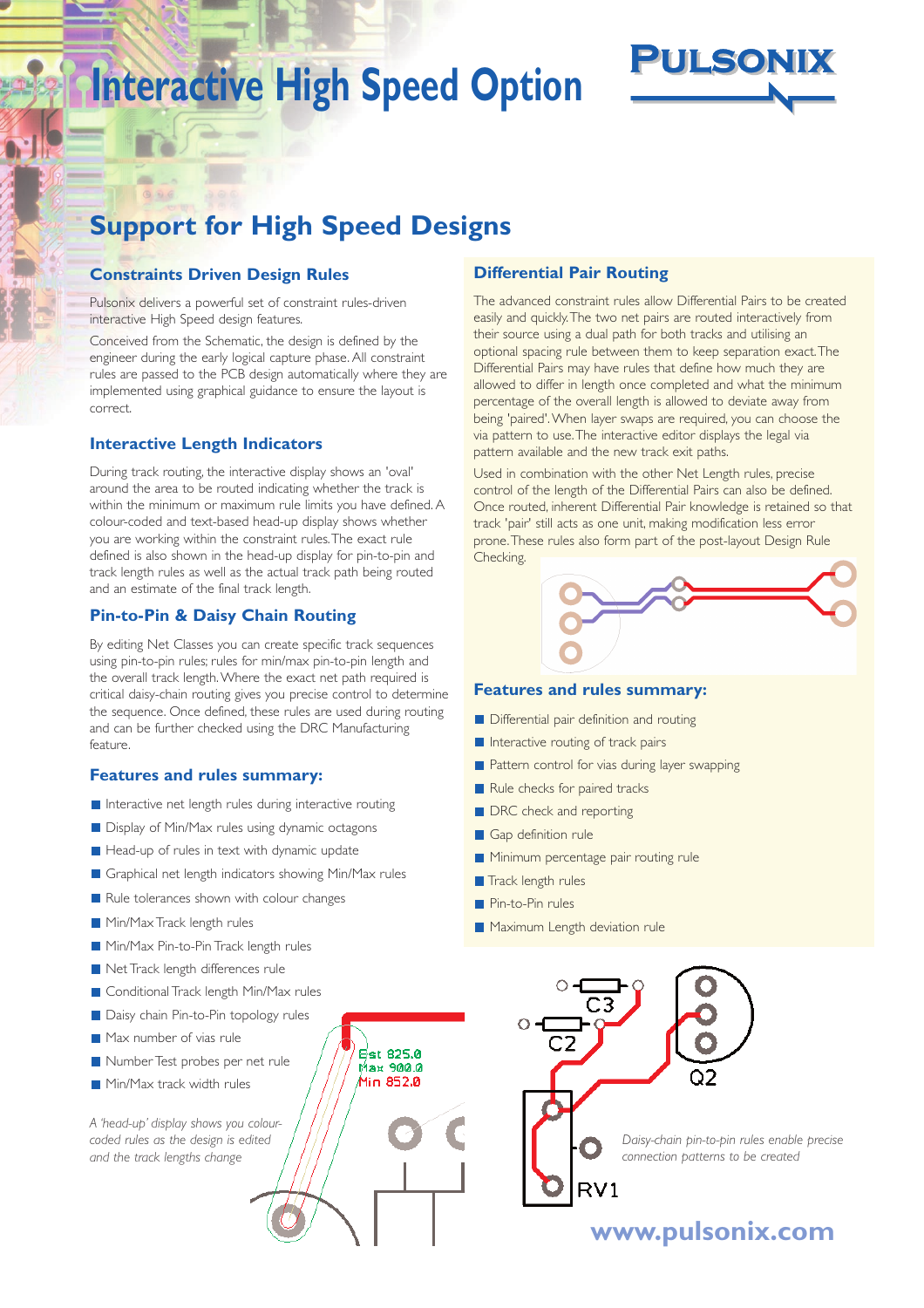# Interactive High Speed Option

PULSONIX

## Support for High Speed Designs

### Constraints Driven Design Rules

Pulsonix delivers a powerful set of constraint rules-driven interactive High Speed design features.

Conceived from the Schematic, the design is defined by the engineer during the early logical capture phase. All constraint rules are passed to the PCB design automatically where they are implemented using graphical guidance to ensure the layout is correct.

### Interactive Length Indicators

During track routing, the interactive display shows an 'oval' around the area to be routed indicating whether the track is within the minimum or maximum rule limits you have defined. A colour-coded and text-based head-up display shows whether you are working within the constraint rules. The exact rule defined is also shown in the head-up display for pin-to-pin and track length rules as well as the actual track path being routed and an estimate of the final track length.

### Pin-to-Pin & Daisy Chain Routing

By editing Net Classes you can create specific track sequences using pin-to-pin rules; rules for min/max pin-to-pin length and the overall track length. Where the exact net path required is critical daisy-chain routing gives you precise control to determine the sequence. Once defined, these rules are used during routing and can be further checked using the DRC Manufacturing feature.

### Features and rules summary:

- Interactive net length rules during interactive routing
- Display of Min/Max rules using dynamic octagons
- Head-up of rules in text with dynamic update
- Graphical net length indicators showing Min/Max rules
- Rule tolerances shown with colour changes
- Min/Max Track length rules
- Min/Max Pin-to-Pin Track length rules
- Net Track length differences rule
- Conditional Track length Min/Max rules
- Daisy chain Pin-to-Pin topology rules
- Max number of vias rule
- Number Test probes per net rule
- Min/Max track width rules

Est 825.0
Max 900.0
Min 852.0

*A 'head-up' display shows you colour-coded rules as the design is edited and the track lengths change*

### Differential Pair Routing

The advanced constraint rules allow Differential Pairs to be created easily and quickly. The two net pairs are routed interactively from their source using a dual path for both tracks and utilising an optional spacing rule between them to keep separation exact. The Differential Pairs may have rules that define how much they are allowed to differ in length once completed and what the minimum percentage of the overall length is allowed to deviate away from being 'paired'. When layer swaps are required, you can choose the via pattern to use. The interactive editor displays the legal via pattern available and the new track exit paths.

Used in combination with the other Net Length rules, precise control of the length of the Differential Pairs can also be defined. Once routed, inherent Differential Pair knowledge is retained so that track 'pair' still acts as one unit, making modification less error prone. These rules also form part of the post-layout Design Rule Checking.

### Features and rules summary:

- Differential pair definition and routing
- Interactive routing of track pairs
- Pattern control for vias during layer swapping
- Rule checks for paired tracks
- DRC check and reporting
- Gap definition rule
- Minimum percentage pair routing rule
- Track length rules
- Pin-to-Pin rules
- Maximum Length deviation rule

C3 C2 Q2 RV1

*Daisy-chain pin-to-pin rules enable precise connection patterns to be created*

www.pulsonix.com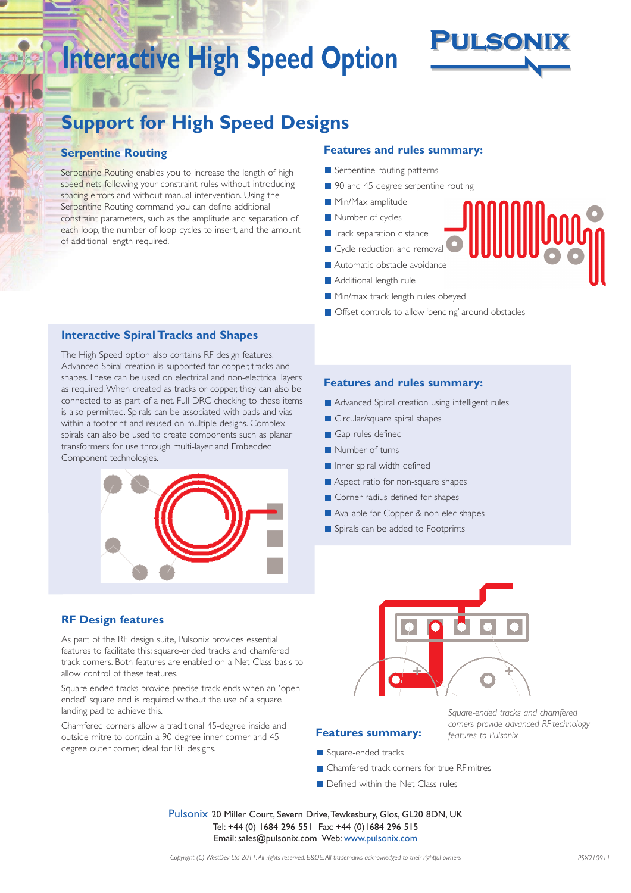# Interactive High Speed Option

PULSONIX

## Support for High Speed Designs

### Serpentine Routing

Serpentine Routing enables you to increase the length of high speed nets following your constraint rules without introducing spacing errors and without manual intervention. Using the Serpentine Routing command you can define additional constraint parameters, such as the amplitude and separation of each loop, the number of loop cycles to insert, and the amount of additional length required.

### Features and rules summary:

- Serpentine routing patterns
- 90 and 45 degree serpentine routing
- Min/Max amplitude
- Number of cycles
- Track separation distance
- Cycle reduction and removal
- Automatic obstacle avoidance
- Additional length rule
- Min/max track length rules obeyed
- Offset controls to allow 'bending' around obstacles

### Interactive Spiral Tracks and Shapes

The High Speed option also contains RF design features. Advanced Spiral creation is supported for copper, tracks and shapes. These can be used on electrical and non-electrical layers as required. When created as tracks or copper, they can also be connected to as part of a net. Full DRC checking to these items is also permitted. Spirals can be associated with pads and vias within a footprint and reused on multiple designs. Complex spirals can also be used to create components such as planar transformers for use through multi-layer and Embedded Component technologies.

### Features and rules summary:

- Advanced Spiral creation using intelligent rules
- Circular/square spiral shapes
- Gap rules defined
- Number of turns
- Inner spiral width defined
- Aspect ratio for non-square shapes
- Corner radius defined for shapes
- Available for Copper & non-elec shapes
- Spirals can be added to Footprints

### RF Design features

As part of the RF design suite, Pulsonix provides essential features to facilitate this; square-ended tracks and chamfered track corners. Both features are enabled on a Net Class basis to allow control of these features.

Square-ended tracks provide precise track ends when an 'open-ended' square end is required without the use of a square landing pad to achieve this.

Chamfered corners allow a traditional 45-degree inside and outside mitre to contain a 90-degree inner corner and 45-degree outer corner, ideal for RF designs.

*Square-ended tracks and chamfered corners provide advanced RF technology features to Pulsonix*

### Features summary:

- Square-ended tracks
- Chamfered track corners for true RF mitres
- Defined within the Net Class rules

Pulsonix 20 Miller Court, Severn Drive, Tewkesbury, Glos, GL20 8DN, UK
Tel: +44 (0) 1684 296 551 Fax: +44 (0)1684 296 515
Email: sales@pulsonix.com Web: www.pulsonix.com

*Copyright (C) WestDev Ltd 2011. All rights reserved. E&OE. All trademarks acknowledged to their rightful owners*

*PSX210911*